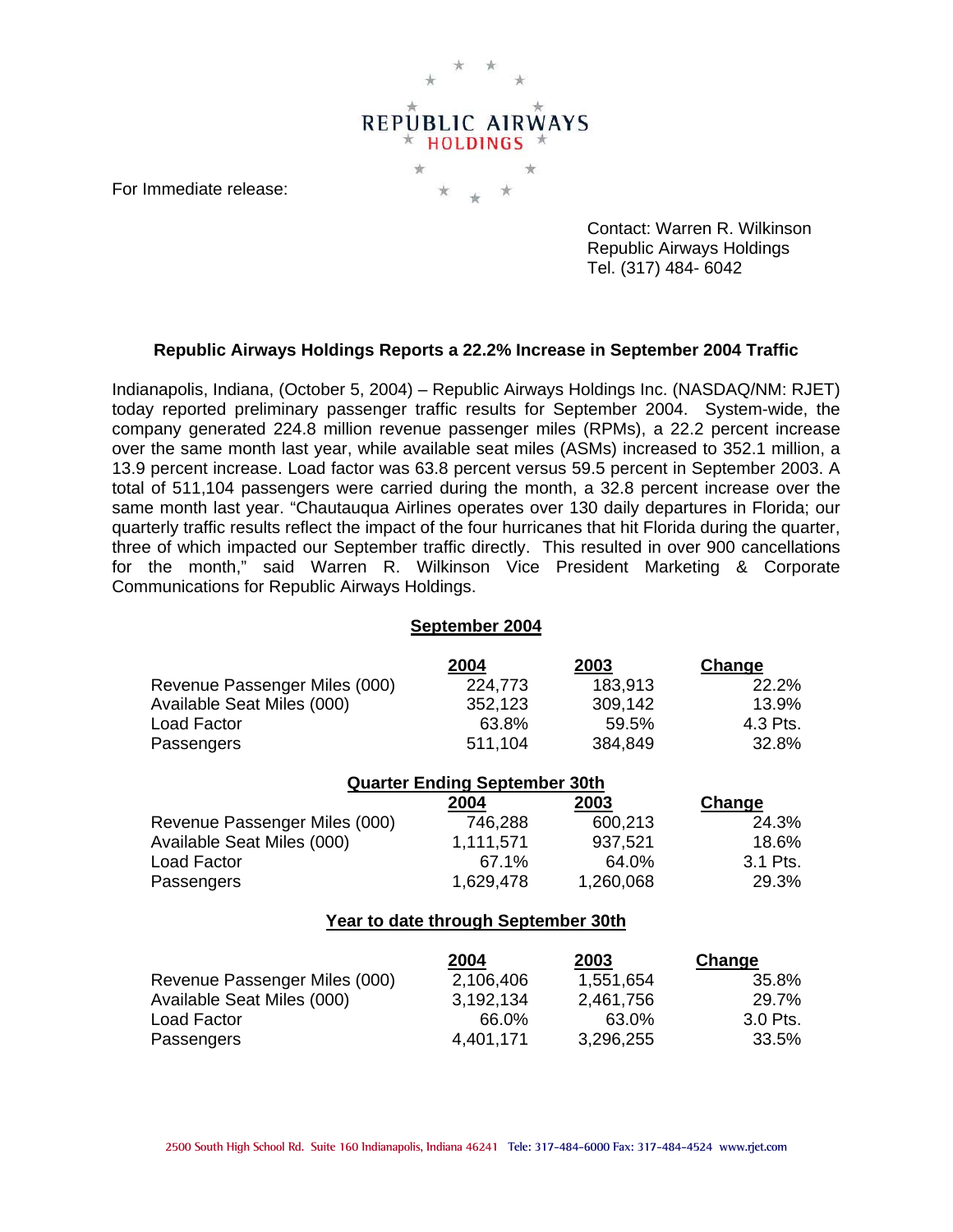REPUBLIC AIRWAYS HOLDINGS

For Immediate release:

Contact: Warren R. Wilkinson
Republic Airways Holdings
Tel. (317) 484- 6042

**Republic Airways Holdings Reports a 22.2% Increase in September 2004 Traffic**

Indianapolis, Indiana, (October 5, 2004) – Republic Airways Holdings Inc. (NASDAQ/NM: RJET) today reported preliminary passenger traffic results for September 2004. System-wide, the company generated 224.8 million revenue passenger miles (RPMs), a 22.2 percent increase over the same month last year, while available seat miles (ASMs) increased to 352.1 million, a 13.9 percent increase. Load factor was 63.8 percent versus 59.5 percent in September 2003. A total of 511,104 passengers were carried during the month, a 32.8 percent increase over the same month last year. "Chautauqua Airlines operates over 130 daily departures in Florida; our quarterly traffic results reflect the impact of the four hurricanes that hit Florida during the quarter, three of which impacted our September traffic directly. This resulted in over 900 cancellations for the month," said Warren R. Wilkinson Vice President Marketing & Corporate Communications for Republic Airways Holdings.

**September 2004**

| | 2004 | 2003 | Change |
|---|---|---|---|
| Revenue Passenger Miles (000) | 224,773 | 183,913 | 22.2% |
| Available Seat Miles (000) | 352,123 | 309,142 | 13.9% |
| Load Factor | 63.8% | 59.5% | 4.3 Pts. |
| Passengers | 511,104 | 384,849 | 32.8% |

**Quarter Ending September 30th**

| | 2004 | 2003 | Change |
|---|---|---|---|
| Revenue Passenger Miles (000) | 746,288 | 600,213 | 24.3% |
| Available Seat Miles (000) | 1,111,571 | 937,521 | 18.6% |
| Load Factor | 67.1% | 64.0% | 3.1 Pts. |
| Passengers | 1,629,478 | 1,260,068 | 29.3% |

**Year to date through September 30th**

| | 2004 | 2003 | Change |
|---|---|---|---|
| Revenue Passenger Miles (000) | 2,106,406 | 1,551,654 | 35.8% |
| Available Seat Miles (000) | 3,192,134 | 2,461,756 | 29.7% |
| Load Factor | 66.0% | 63.0% | 3.0 Pts. |
| Passengers | 4,401,171 | 3,296,255 | 33.5% |

2500 South High School Rd. Suite 160 Indianapolis, Indiana 46241 Tel: 317-484-6000 Fax: 317-484-4524 www.rjet.com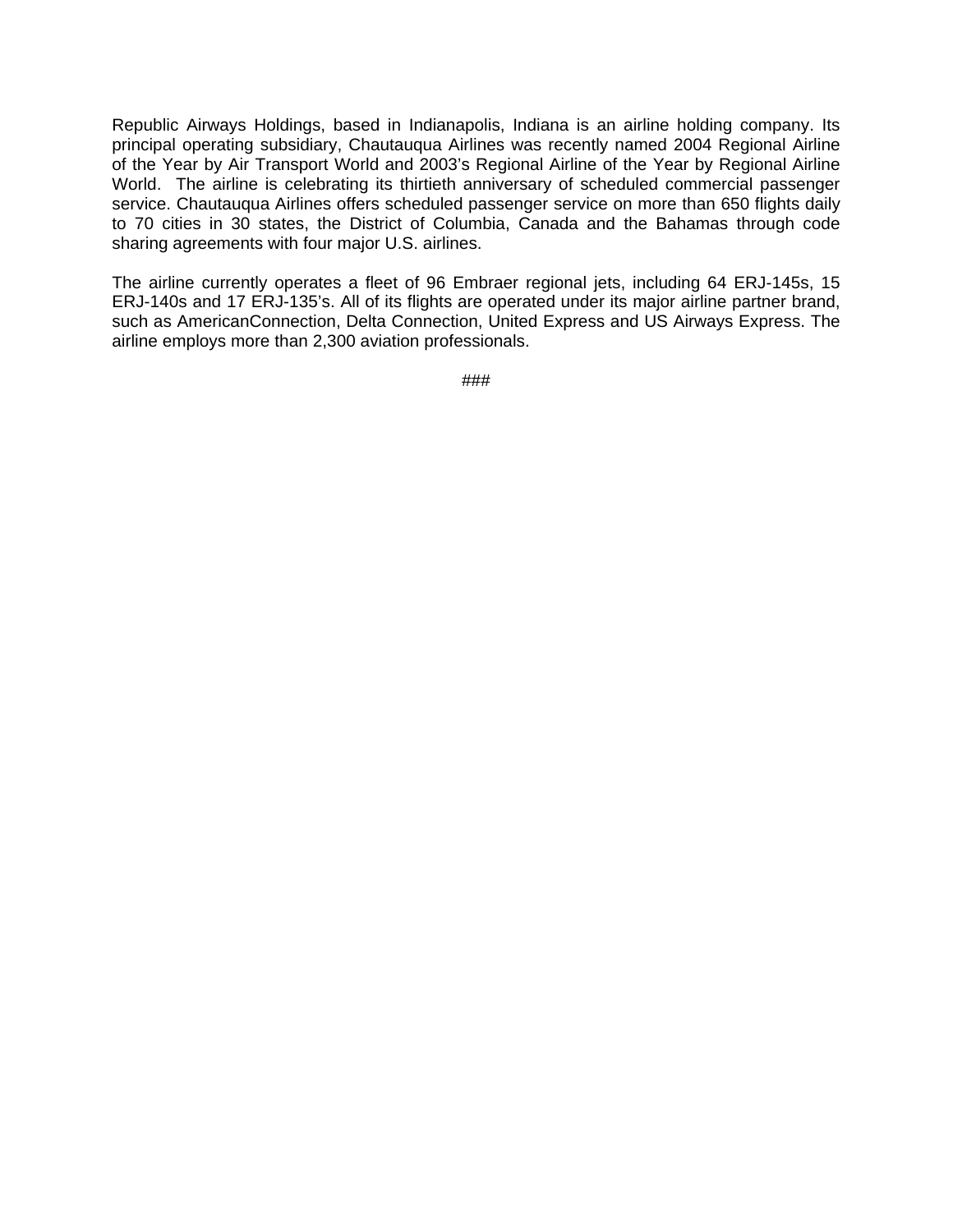Republic Airways Holdings, based in Indianapolis, Indiana is an airline holding company. Its principal operating subsidiary, Chautauqua Airlines was recently named 2004 Regional Airline of the Year by Air Transport World and 2003's Regional Airline of the Year by Regional Airline World. The airline is celebrating its thirtieth anniversary of scheduled commercial passenger service. Chautauqua Airlines offers scheduled passenger service on more than 650 flights daily to 70 cities in 30 states, the District of Columbia, Canada and the Bahamas through code sharing agreements with four major U.S. airlines.

The airline currently operates a fleet of 96 Embraer regional jets, including 64 ERJ-145s, 15 ERJ-140s and 17 ERJ-135's. All of its flights are operated under its major airline partner brand, such as AmericanConnection, Delta Connection, United Express and US Airways Express. The airline employs more than 2,300 aviation professionals.

###